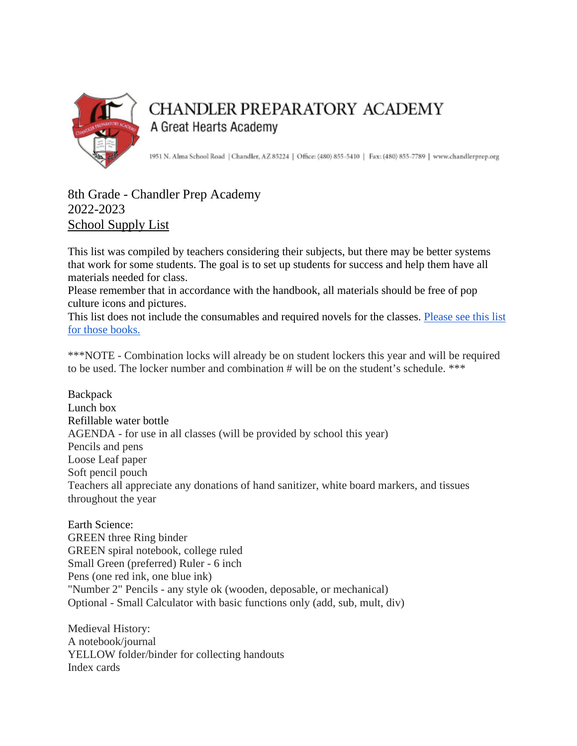# CHANDLER PREPARATORY ACADEMY

A Great Hearts Academy

1951 N. Alma School Road | Chandler, AZ 85224 | Office: (480) 855-5410 | Fax: (480) 855-7789 | www.chandlerprep.org

## 8th Grade - Chandler Prep Academy
## 2022-2023
## School Supply List

This list was compiled by teachers considering their subjects, but there may be better systems that work for some students. The goal is to set up students for success and help them have all materials needed for class.

Please remember that in accordance with the handbook, all materials should be free of pop culture icons and pictures.

This list does not include the consumables and required novels for the classes. Please see this list for those books.

***NOTE - Combination locks will already be on student lockers this year and will be required to be used. The locker number and combination # will be on the student's schedule. ***

Backpack
Lunch box
Refillable water bottle
AGENDA - for use in all classes (will be provided by school this year)
Pencils and pens
Loose Leaf paper
Soft pencil pouch
Teachers all appreciate any donations of hand sanitizer, white board markers, and tissues throughout the year

Earth Science:
GREEN three Ring binder
GREEN spiral notebook, college ruled
Small Green (preferred) Ruler - 6 inch
Pens (one red ink, one blue ink)
"Number 2" Pencils - any style ok (wooden, deposable, or mechanical)
Optional - Small Calculator with basic functions only (add, sub, mult, div)

Medieval History:
A notebook/journal
YELLOW folder/binder for collecting handouts
Index cards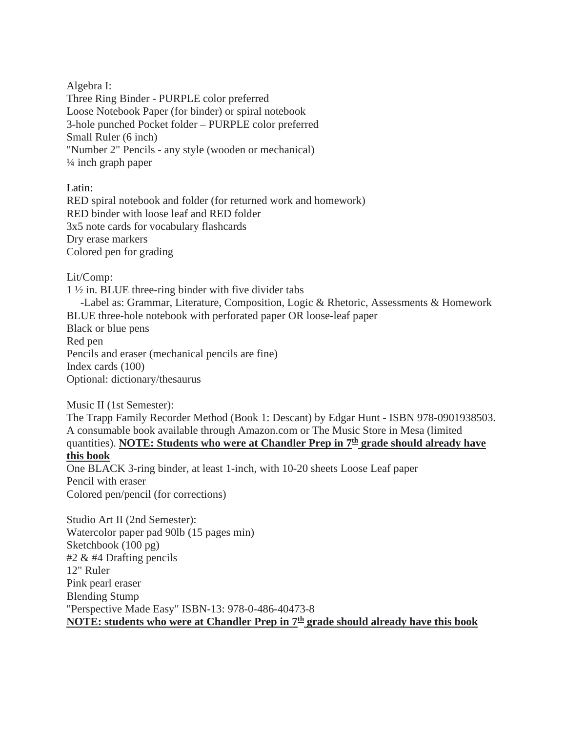Algebra I:
Three Ring Binder - PURPLE color preferred
Loose Notebook Paper (for binder) or spiral notebook
3-hole punched Pocket folder – PURPLE color preferred
Small Ruler (6 inch)
"Number 2" Pencils - any style (wooden or mechanical)
¼ inch graph paper

Latin:
RED spiral notebook and folder (for returned work and homework)
RED binder with loose leaf and RED folder
3x5 note cards for vocabulary flashcards
Dry erase markers
Colored pen for grading

Lit/Comp:
1 ½ in. BLUE three-ring binder with five divider tabs
 -Label as: Grammar, Literature, Composition, Logic & Rhetoric, Assessments & Homework
BLUE three-hole notebook with perforated paper OR loose-leaf paper
Black or blue pens
Red pen
Pencils and eraser (mechanical pencils are fine)
Index cards (100)
Optional: dictionary/thesaurus

Music II (1st Semester):
The Trapp Family Recorder Method (Book 1: Descant) by Edgar Hunt - ISBN 978-0901938503. A consumable book available through Amazon.com or The Music Store in Mesa (limited quantities). **NOTE: Students who were at Chandler Prep in 7th grade should already have this book**
One BLACK 3-ring binder, at least 1-inch, with 10-20 sheets Loose Leaf paper
Pencil with eraser
Colored pen/pencil (for corrections)

Studio Art II (2nd Semester):
Watercolor paper pad 90lb (15 pages min)
Sketchbook (100 pg)
#2 & #4 Drafting pencils
12" Ruler
Pink pearl eraser
Blending Stump
"Perspective Made Easy" ISBN-13: 978-0-486-40473-8
**NOTE: students who were at Chandler Prep in 7th grade should already have this book**